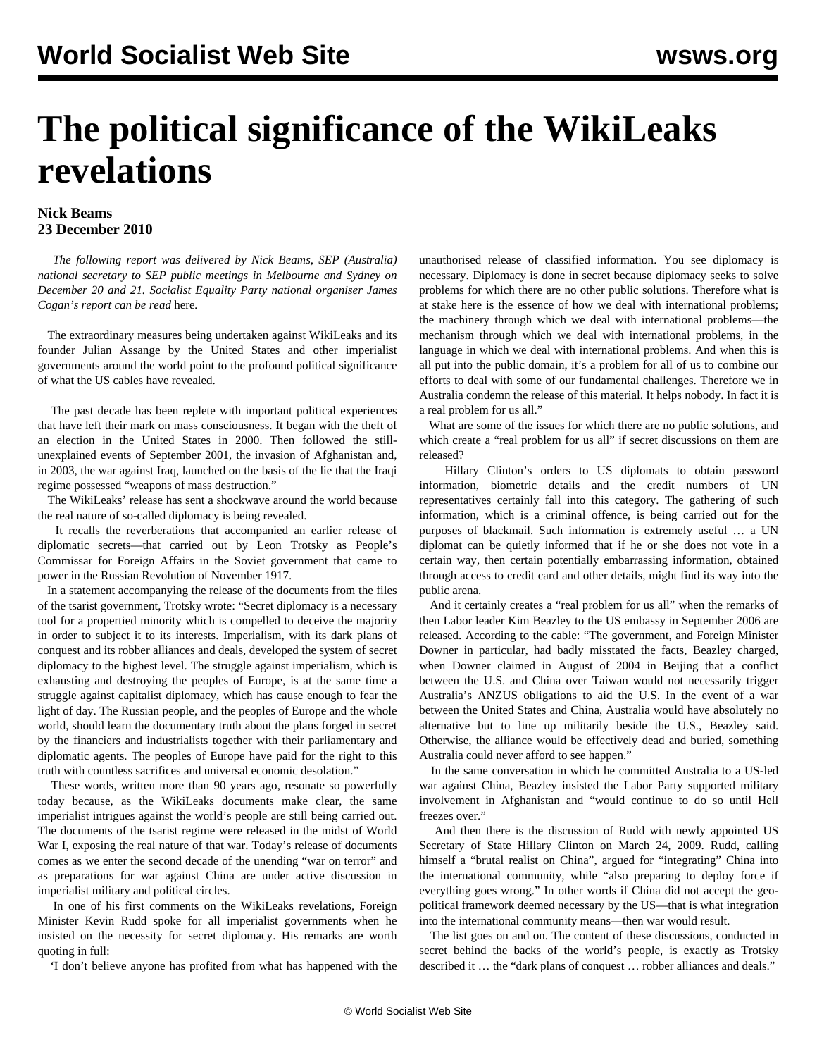# The political significance of the WikiLeaks revelations

**Nick Beams**
**23 December 2010**

*The following report was delivered by Nick Beams, SEP (Australia) national secretary to SEP public meetings in Melbourne and Sydney on December 20 and 21. Socialist Equality Party national organiser James Cogan's report can be read* here.

The extraordinary measures being undertaken against WikiLeaks and its founder Julian Assange by the United States and other imperialist governments around the world point to the profound political significance of what the US cables have revealed.

The past decade has been replete with important political experiences that have left their mark on mass consciousness. It began with the theft of an election in the United States in 2000. Then followed the still-unexplained events of September 2001, the invasion of Afghanistan and, in 2003, the war against Iraq, launched on the basis of the lie that the Iraqi regime possessed "weapons of mass destruction."

The WikiLeaks' release has sent a shockwave around the world because the real nature of so-called diplomacy is being revealed.

It recalls the reverberations that accompanied an earlier release of diplomatic secrets—that carried out by Leon Trotsky as People's Commissar for Foreign Affairs in the Soviet government that came to power in the Russian Revolution of November 1917.

In a statement accompanying the release of the documents from the files of the tsarist government, Trotsky wrote: "Secret diplomacy is a necessary tool for a propertied minority which is compelled to deceive the majority in order to subject it to its interests. Imperialism, with its dark plans of conquest and its robber alliances and deals, developed the system of secret diplomacy to the highest level. The struggle against imperialism, which is exhausting and destroying the peoples of Europe, is at the same time a struggle against capitalist diplomacy, which has cause enough to fear the light of day. The Russian people, and the peoples of Europe and the whole world, should learn the documentary truth about the plans forged in secret by the financiers and industrialists together with their parliamentary and diplomatic agents. The peoples of Europe have paid for the right to this truth with countless sacrifices and universal economic desolation."

These words, written more than 90 years ago, resonate so powerfully today because, as the WikiLeaks documents make clear, the same imperialist intrigues against the world's people are still being carried out. The documents of the tsarist regime were released in the midst of World War I, exposing the real nature of that war. Today's release of documents comes as we enter the second decade of the unending "war on terror" and as preparations for war against China are under active discussion in imperialist military and political circles.

In one of his first comments on the WikiLeaks revelations, Foreign Minister Kevin Rudd spoke for all imperialist governments when he insisted on the necessity for secret diplomacy. His remarks are worth quoting in full:

'I don't believe anyone has profited from what has happened with the unauthorised release of classified information. You see diplomacy is necessary. Diplomacy is done in secret because diplomacy seeks to solve problems for which there are no other public solutions. Therefore what is at stake here is the essence of how we deal with international problems; the machinery through which we deal with international problems—the mechanism through which we deal with international problems, in the language in which we deal with international problems. And when this is all put into the public domain, it's a problem for all of us to combine our efforts to deal with some of our fundamental challenges. Therefore we in Australia condemn the release of this material. It helps nobody. In fact it is a real problem for us all."

What are some of the issues for which there are no public solutions, and which create a "real problem for us all" if secret discussions on them are released?

Hillary Clinton's orders to US diplomats to obtain password information, biometric details and the credit numbers of UN representatives certainly fall into this category. The gathering of such information, which is a criminal offence, is being carried out for the purposes of blackmail. Such information is extremely useful … a UN diplomat can be quietly informed that if he or she does not vote in a certain way, then certain potentially embarrassing information, obtained through access to credit card and other details, might find its way into the public arena.

And it certainly creates a "real problem for us all" when the remarks of then Labor leader Kim Beazley to the US embassy in September 2006 are released. According to the cable: "The government, and Foreign Minister Downer in particular, had badly misstated the facts, Beazley charged, when Downer claimed in August of 2004 in Beijing that a conflict between the U.S. and China over Taiwan would not necessarily trigger Australia's ANZUS obligations to aid the U.S. In the event of a war between the United States and China, Australia would have absolutely no alternative but to line up militarily beside the U.S., Beazley said. Otherwise, the alliance would be effectively dead and buried, something Australia could never afford to see happen."

In the same conversation in which he committed Australia to a US-led war against China, Beazley insisted the Labor Party supported military involvement in Afghanistan and "would continue to do so until Hell freezes over."

And then there is the discussion of Rudd with newly appointed US Secretary of State Hillary Clinton on March 24, 2009. Rudd, calling himself a "brutal realist on China", argued for "integrating" China into the international community, while "also preparing to deploy force if everything goes wrong." In other words if China did not accept the geo-political framework deemed necessary by the US—that is what integration into the international community means—then war would result.

The list goes on and on. The content of these discussions, conducted in secret behind the backs of the world's people, is exactly as Trotsky described it … the "dark plans of conquest … robber alliances and deals."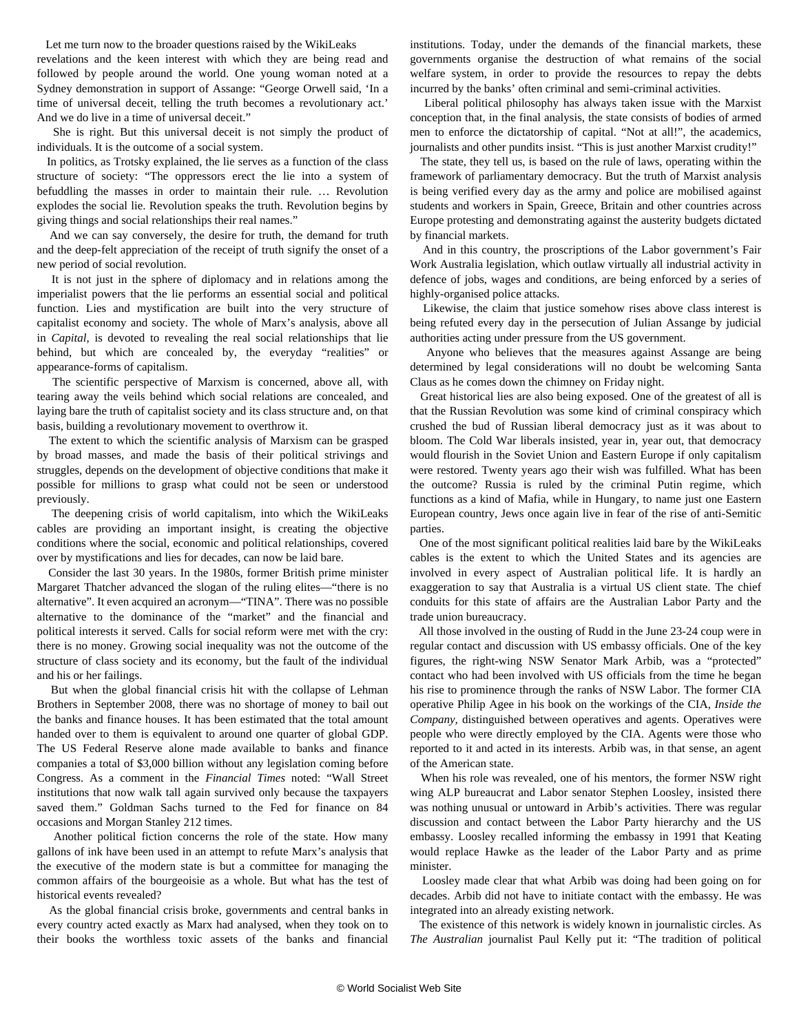Let me turn now to the broader questions raised by the WikiLeaks revelations and the keen interest with which they are being read and followed by people around the world. One young woman noted at a Sydney demonstration in support of Assange: "George Orwell said, 'In a time of universal deceit, telling the truth becomes a revolutionary act.' And we do live in a time of universal deceit."

She is right. But this universal deceit is not simply the product of individuals. It is the outcome of a social system.

In politics, as Trotsky explained, the lie serves as a function of the class structure of society: "The oppressors erect the lie into a system of befuddling the masses in order to maintain their rule. … Revolution explodes the social lie. Revolution speaks the truth. Revolution begins by giving things and social relationships their real names."

And we can say conversely, the desire for truth, the demand for truth and the deep-felt appreciation of the receipt of truth signify the onset of a new period of social revolution.

It is not just in the sphere of diplomacy and in relations among the imperialist powers that the lie performs an essential social and political function. Lies and mystification are built into the very structure of capitalist economy and society. The whole of Marx's analysis, above all in *Capital*, is devoted to revealing the real social relationships that lie behind, but which are concealed by, the everyday "realities" or appearance-forms of capitalism.

The scientific perspective of Marxism is concerned, above all, with tearing away the veils behind which social relations are concealed, and laying bare the truth of capitalist society and its class structure and, on that basis, building a revolutionary movement to overthrow it.

The extent to which the scientific analysis of Marxism can be grasped by broad masses, and made the basis of their political strivings and struggles, depends on the development of objective conditions that make it possible for millions to grasp what could not be seen or understood previously.

The deepening crisis of world capitalism, into which the WikiLeaks cables are providing an important insight, is creating the objective conditions where the social, economic and political relationships, covered over by mystifications and lies for decades, can now be laid bare.

Consider the last 30 years. In the 1980s, former British prime minister Margaret Thatcher advanced the slogan of the ruling elites—"there is no alternative". It even acquired an acronym—"TINA". There was no possible alternative to the dominance of the "market" and the financial and political interests it served. Calls for social reform were met with the cry: there is no money. Growing social inequality was not the outcome of the structure of class society and its economy, but the fault of the individual and his or her failings.

But when the global financial crisis hit with the collapse of Lehman Brothers in September 2008, there was no shortage of money to bail out the banks and finance houses. It has been estimated that the total amount handed over to them is equivalent to around one quarter of global GDP. The US Federal Reserve alone made available to banks and finance companies a total of $3,000 billion without any legislation coming before Congress. As a comment in the *Financial Times* noted: "Wall Street institutions that now walk tall again survived only because the taxpayers saved them." Goldman Sachs turned to the Fed for finance on 84 occasions and Morgan Stanley 212 times.

Another political fiction concerns the role of the state. How many gallons of ink have been used in an attempt to refute Marx's analysis that the executive of the modern state is but a committee for managing the common affairs of the bourgeoisie as a whole. But what has the test of historical events revealed?

As the global financial crisis broke, governments and central banks in every country acted exactly as Marx had analysed, when they took on to their books the worthless toxic assets of the banks and financial institutions. Today, under the demands of the financial markets, these governments organise the destruction of what remains of the social welfare system, in order to provide the resources to repay the debts incurred by the banks' often criminal and semi-criminal activities.

Liberal political philosophy has always taken issue with the Marxist conception that, in the final analysis, the state consists of bodies of armed men to enforce the dictatorship of capital. "Not at all!", the academics, journalists and other pundits insist. "This is just another Marxist crudity!"

The state, they tell us, is based on the rule of laws, operating within the framework of parliamentary democracy. But the truth of Marxist analysis is being verified every day as the army and police are mobilised against students and workers in Spain, Greece, Britain and other countries across Europe protesting and demonstrating against the austerity budgets dictated by financial markets.

And in this country, the proscriptions of the Labor government's Fair Work Australia legislation, which outlaw virtually all industrial activity in defence of jobs, wages and conditions, are being enforced by a series of highly-organised police attacks.

Likewise, the claim that justice somehow rises above class interest is being refuted every day in the persecution of Julian Assange by judicial authorities acting under pressure from the US government.

Anyone who believes that the measures against Assange are being determined by legal considerations will no doubt be welcoming Santa Claus as he comes down the chimney on Friday night.

Great historical lies are also being exposed. One of the greatest of all is that the Russian Revolution was some kind of criminal conspiracy which crushed the bud of Russian liberal democracy just as it was about to bloom. The Cold War liberals insisted, year in, year out, that democracy would flourish in the Soviet Union and Eastern Europe if only capitalism were restored. Twenty years ago their wish was fulfilled. What has been the outcome? Russia is ruled by the criminal Putin regime, which functions as a kind of Mafia, while in Hungary, to name just one Eastern European country, Jews once again live in fear of the rise of anti-Semitic parties.

One of the most significant political realities laid bare by the WikiLeaks cables is the extent to which the United States and its agencies are involved in every aspect of Australian political life. It is hardly an exaggeration to say that Australia is a virtual US client state. The chief conduits for this state of affairs are the Australian Labor Party and the trade union bureaucracy.

All those involved in the ousting of Rudd in the June 23-24 coup were in regular contact and discussion with US embassy officials. One of the key figures, the right-wing NSW Senator Mark Arbib, was a "protected" contact who had been involved with US officials from the time he began his rise to prominence through the ranks of NSW Labor. The former CIA operative Philip Agee in his book on the workings of the CIA, *Inside the Company*, distinguished between operatives and agents. Operatives were people who were directly employed by the CIA. Agents were those who reported to it and acted in its interests. Arbib was, in that sense, an agent of the American state.

When his role was revealed, one of his mentors, the former NSW right wing ALP bureaucrat and Labor senator Stephen Loosley, insisted there was nothing unusual or untoward in Arbib's activities. There was regular discussion and contact between the Labor Party hierarchy and the US embassy. Loosley recalled informing the embassy in 1991 that Keating would replace Hawke as the leader of the Labor Party and as prime minister.

Loosley made clear that what Arbib was doing had been going on for decades. Arbib did not have to initiate contact with the embassy. He was integrated into an already existing network.

The existence of this network is widely known in journalistic circles. As *The Australian* journalist Paul Kelly put it: "The tradition of political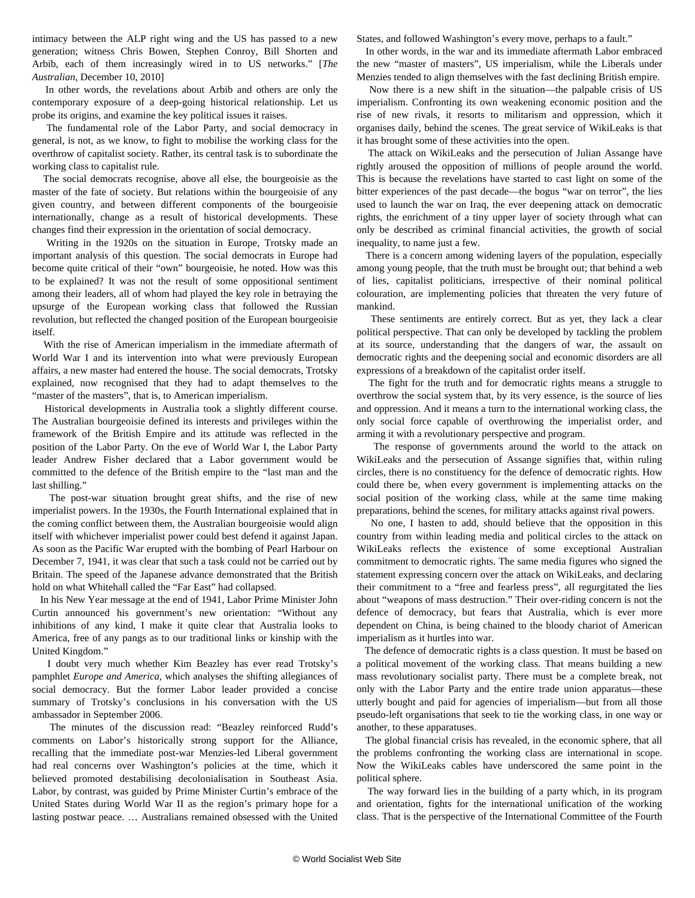intimacy between the ALP right wing and the US has passed to a new generation; witness Chris Bowen, Stephen Conroy, Bill Shorten and Arbib, each of them increasingly wired in to US networks." [*The Australian*, December 10, 2010]

In other words, the revelations about Arbib and others are only the contemporary exposure of a deep-going historical relationship. Let us probe its origins, and examine the key political issues it raises.

The fundamental role of the Labor Party, and social democracy in general, is not, as we know, to fight to mobilise the working class for the overthrow of capitalist society. Rather, its central task is to subordinate the working class to capitalist rule.

The social democrats recognise, above all else, the bourgeoisie as the master of the fate of society. But relations within the bourgeoisie of any given country, and between different components of the bourgeoisie internationally, change as a result of historical developments. These changes find their expression in the orientation of social democracy.

Writing in the 1920s on the situation in Europe, Trotsky made an important analysis of this question. The social democrats in Europe had become quite critical of their "own" bourgeoisie, he noted. How was this to be explained? It was not the result of some oppositional sentiment among their leaders, all of whom had played the key role in betraying the upsurge of the European working class that followed the Russian revolution, but reflected the changed position of the European bourgeoisie itself.

With the rise of American imperialism in the immediate aftermath of World War I and its intervention into what were previously European affairs, a new master had entered the house. The social democrats, Trotsky explained, now recognised that they had to adapt themselves to the "master of the masters", that is, to American imperialism.

Historical developments in Australia took a slightly different course. The Australian bourgeoisie defined its interests and privileges within the framework of the British Empire and its attitude was reflected in the position of the Labor Party. On the eve of World War I, the Labor Party leader Andrew Fisher declared that a Labor government would be committed to the defence of the British empire to the "last man and the last shilling."

The post-war situation brought great shifts, and the rise of new imperialist powers. In the 1930s, the Fourth International explained that in the coming conflict between them, the Australian bourgeoisie would align itself with whichever imperialist power could best defend it against Japan. As soon as the Pacific War erupted with the bombing of Pearl Harbour on December 7, 1941, it was clear that such a task could not be carried out by Britain. The speed of the Japanese advance demonstrated that the British hold on what Whitehall called the "Far East" had collapsed.

In his New Year message at the end of 1941, Labor Prime Minister John Curtin announced his government's new orientation: "Without any inhibitions of any kind, I make it quite clear that Australia looks to America, free of any pangs as to our traditional links or kinship with the United Kingdom."

I doubt very much whether Kim Beazley has ever read Trotsky's pamphlet *Europe and America*, which analyses the shifting allegiances of social democracy. But the former Labor leader provided a concise summary of Trotsky's conclusions in his conversation with the US ambassador in September 2006.

The minutes of the discussion read: "Beazley reinforced Rudd's comments on Labor's historically strong support for the Alliance, recalling that the immediate post-war Menzies-led Liberal government had real concerns over Washington's policies at the time, which it believed promoted destabilising decolonialisation in Southeast Asia. Labor, by contrast, was guided by Prime Minister Curtin's embrace of the United States during World War II as the region's primary hope for a lasting postwar peace. … Australians remained obsessed with the United States, and followed Washington's every move, perhaps to a fault."

In other words, in the war and its immediate aftermath Labor embraced the new "master of masters", US imperialism, while the Liberals under Menzies tended to align themselves with the fast declining British empire.

Now there is a new shift in the situation—the palpable crisis of US imperialism. Confronting its own weakening economic position and the rise of new rivals, it resorts to militarism and oppression, which it organises daily, behind the scenes. The great service of WikiLeaks is that it has brought some of these activities into the open.

The attack on WikiLeaks and the persecution of Julian Assange have rightly aroused the opposition of millions of people around the world. This is because the revelations have started to cast light on some of the bitter experiences of the past decade—the bogus "war on terror", the lies used to launch the war on Iraq, the ever deepening attack on democratic rights, the enrichment of a tiny upper layer of society through what can only be described as criminal financial activities, the growth of social inequality, to name just a few.

There is a concern among widening layers of the population, especially among young people, that the truth must be brought out; that behind a web of lies, capitalist politicians, irrespective of their nominal political colouration, are implementing policies that threaten the very future of mankind.

These sentiments are entirely correct. But as yet, they lack a clear political perspective. That can only be developed by tackling the problem at its source, understanding that the dangers of war, the assault on democratic rights and the deepening social and economic disorders are all expressions of a breakdown of the capitalist order itself.

The fight for the truth and for democratic rights means a struggle to overthrow the social system that, by its very essence, is the source of lies and oppression. And it means a turn to the international working class, the only social force capable of overthrowing the imperialist order, and arming it with a revolutionary perspective and program.

The response of governments around the world to the attack on WikiLeaks and the persecution of Assange signifies that, within ruling circles, there is no constituency for the defence of democratic rights. How could there be, when every government is implementing attacks on the social position of the working class, while at the same time making preparations, behind the scenes, for military attacks against rival powers.

No one, I hasten to add, should believe that the opposition in this country from within leading media and political circles to the attack on WikiLeaks reflects the existence of some exceptional Australian commitment to democratic rights. The same media figures who signed the statement expressing concern over the attack on WikiLeaks, and declaring their commitment to a "free and fearless press", all regurgitated the lies about "weapons of mass destruction." Their over-riding concern is not the defence of democracy, but fears that Australia, which is ever more dependent on China, is being chained to the bloody chariot of American imperialism as it hurtles into war.

The defence of democratic rights is a class question. It must be based on a political movement of the working class. That means building a new mass revolutionary socialist party. There must be a complete break, not only with the Labor Party and the entire trade union apparatus—these utterly bought and paid for agencies of imperialism—but from all those pseudo-left organisations that seek to tie the working class, in one way or another, to these apparatuses.

The global financial crisis has revealed, in the economic sphere, that all the problems confronting the working class are international in scope. Now the WikiLeaks cables have underscored the same point in the political sphere.

The way forward lies in the building of a party which, in its program and orientation, fights for the international unification of the working class. That is the perspective of the International Committee of the Fourth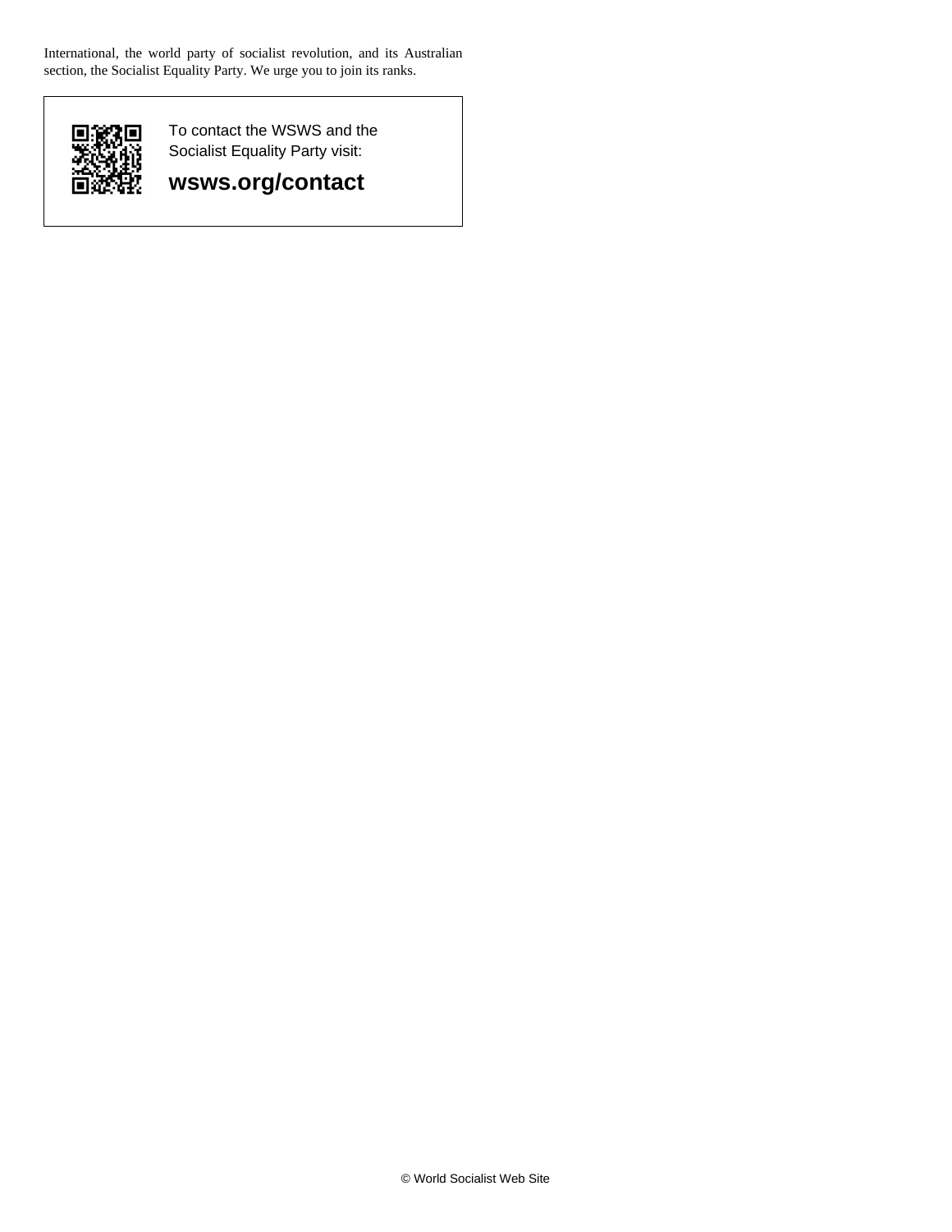International, the world party of socialist revolution, and its Australian section, the Socialist Equality Party. We urge you to join its ranks.

To contact the WSWS and the Socialist Equality Party visit:

**wsws.org/contact**